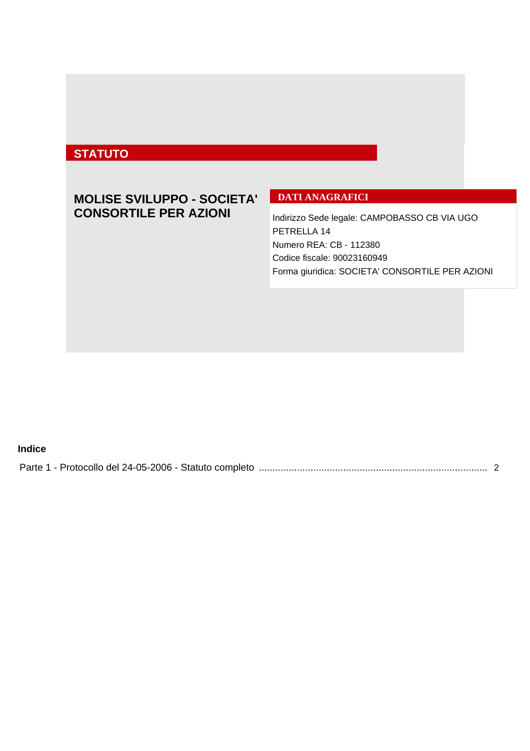# STATUTO

## MOLISE SVILUPPO - SOCIETA' CONSORTILE PER AZIONI

### DATI ANAGRAFICI

Indirizzo Sede legale: CAMPOBASSO CB VIA UGO PETRELLA 14
Numero REA: CB - 112380
Codice fiscale: 90023160949
Forma giuridica: SOCIETA' CONSORTILE PER AZIONI

**Indice**

Parte 1 - Protocollo del 24-05-2006 - Statuto completo .................................................................................... 2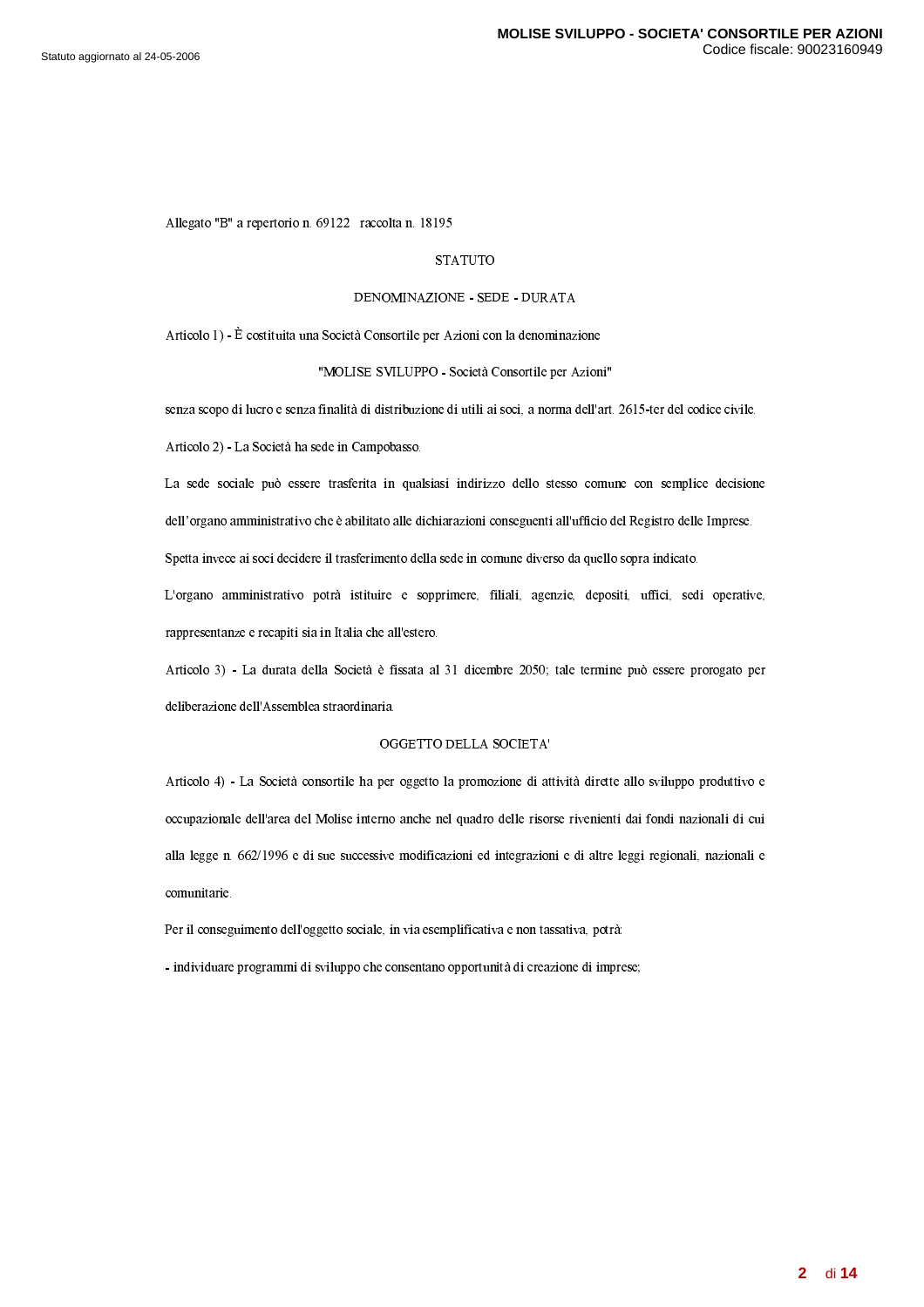Allegato "B" a repertorio n. 69122 raccolta n. 18195

# STATUTO

## DENOMINAZIONE - SEDE - DURATA

Articolo 1) - È costituita una Società Consortile per Azioni con la denominazione

"MOLISE SVILUPPO - Società Consortile per Azioni"

senza scopo di lucro e senza finalità di distribuzione di utili ai soci, a norma dell'art. 2615-ter del codice civile.

Articolo 2) - La Società ha sede in Campobasso.

La sede sociale può essere trasferita in qualsiasi indirizzo dello stesso comune con semplice decisione dell'organo amministrativo che è abilitato alle dichiarazioni conseguenti all'ufficio del Registro delle Imprese.

Spetta invece ai soci decidere il trasferimento della sede in comune diverso da quello sopra indicato.

L'organo amministrativo potrà istituire e sopprimere, filiali, agenzie, depositi, uffici, sedi operative, rappresentanze e recapiti sia in Italia che all'estero.

Articolo 3) - La durata della Società è fissata al 31 dicembre 2050; tale termine può essere prorogato per deliberazione dell'Assemblea straordinaria.

## OGGETTO DELLA SOCIETA'

Articolo 4) - La Società consortile ha per oggetto la promozione di attività dirette allo sviluppo produttivo e occupazionale dell'area del Molise interno anche nel quadro delle risorse rivenienti dai fondi nazionali di cui alla legge n. 662/1996 e di sue successive modificazioni ed integrazioni e di altre leggi regionali, nazionali e comunitarie.

Per il conseguimento dell'oggetto sociale, in via esemplificativa e non tassativa, potrà:

- individuare programmi di sviluppo che consentano opportunità di creazione di imprese;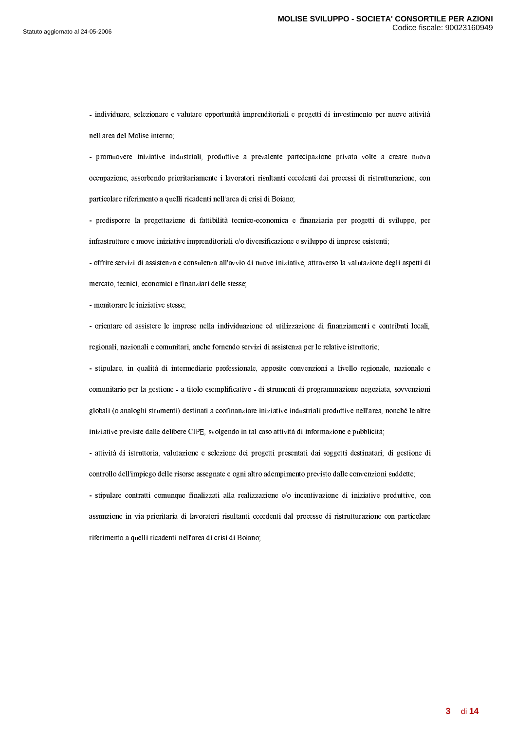- individuare, selezionare e valutare opportunità imprenditoriali e progetti di investimento per nuove attività nell'area del Molise interno;

- promuovere iniziative industriali, produttive a prevalente partecipazione privata volte a creare nuova occupazione, assorbendo prioritariamente i lavoratori risultanti eccedenti dai processi di ristrutturazione, con particolare riferimento a quelli ricadenti nell'area di crisi di Boiano;

- predisporre la progettazione di fattibilità tecnico-economica e finanziaria per progetti di sviluppo, per infrastrutture e nuove iniziative imprenditoriali e/o diversificazione e sviluppo di imprese esistenti;

- offrire servizi di assistenza e consulenza all'avvio di nuove iniziative, attraverso la valutazione degli aspetti di mercato, tecnici, economici e finanziari delle stesse;

- monitorare le iniziative stesse;

- orientare ed assistere le imprese nella individuazione ed utilizzazione di finanziamenti e contributi locali, regionali, nazionali e comunitari, anche fornendo servizi di assistenza per le relative istruttorie;

- stipulare, in qualità di intermediario professionale, apposite convenzioni a livello regionale, nazionale e comunitario per la gestione - a titolo esemplificativo - di strumenti di programmazione negoziata, sovvenzioni globali (o analoghi strumenti) destinati a coofinanziare iniziative industriali produttive nell'area, nonché le altre iniziative previste dalle delibere CIPE, svolgendo in tal caso attività di informazione e pubblicità;

- attività di istruttoria, valutazione e selezione dei progetti presentati dai soggetti destinatari; di gestione di controllo dell'impiego delle risorse assegnate e ogni altro adempimento previsto dalle convenzioni suddette;

- stipulare contratti comunque finalizzati alla realizzazione e/o incentivazione di iniziative produttive, con assunzione in via prioritaria di lavoratori risultanti eccedenti dal processo di ristrutturazione con particolare riferimento a quelli ricadenti nell'area di crisi di Boiano;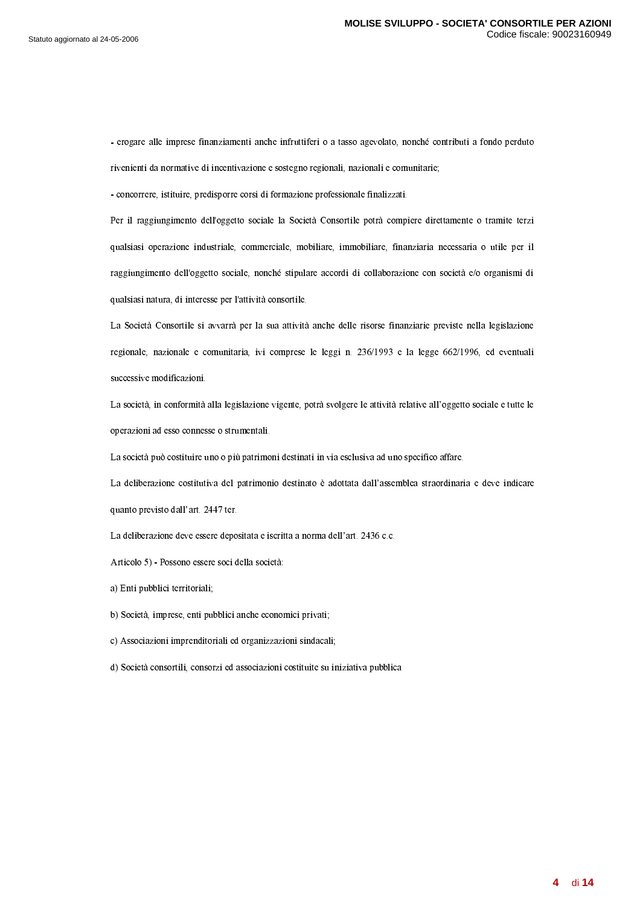- erogare alle imprese finanziamenti anche infruttiferi o a tasso agevolato, nonché contributi a fondo perduto rivenienti da normative di incentivazione e sostegno regionali, nazionali e comunitarie;

- concorrere, istituire, predisporre corsi di formazione professionale finalizzati.

Per il raggiungimento dell'oggetto sociale la Società Consortile potrà compiere direttamente o tramite terzi qualsiasi operazione industriale, commerciale, mobiliare, immobiliare, finanziaria necessaria o utile per il raggiungimento dell'oggetto sociale, nonché stipulare accordi di collaborazione con società e/o organismi di qualsiasi natura, di interesse per l'attività consortile.

La Società Consortile si avvarrà per la sua attività anche delle risorse finanziarie previste nella legislazione regionale, nazionale e comunitaria, ivi comprese le leggi n. 236/1993 e la legge 662/1996, ed eventuali successive modificazioni.

La società, in conformità alla legislazione vigente, potrà svolgere le attività relative all'oggetto sociale e tutte le operazioni ad esso connesse o strumentali.

La società può costituire uno o più patrimoni destinati in via esclusiva ad uno specifico affare.

La deliberazione costitutiva del patrimonio destinato è adottata dall'assemblea straordinaria e deve indicare quanto previsto dall'art. 2447 ter.

La deliberazione deve essere depositata e iscritta a norma dell'art. 2436 c.c.

Articolo 5) - Possono essere soci della società:

a) Enti pubblici territoriali;

b) Società, imprese, enti pubblici anche economici privati;

c) Associazioni imprenditoriali ed organizzazioni sindacali;

d) Società consortili, consorzi ed associazioni costituite su iniziativa pubblica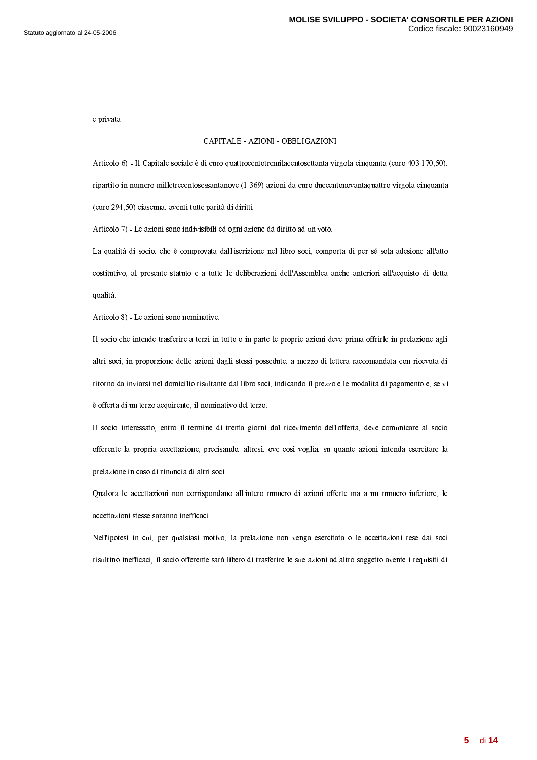e privata.

## CAPITALE - AZIONI - OBBLIGAZIONI

Articolo 6) - Il Capitale sociale è di euro quattrocentotremilacentosettanta virgola cinquanta (euro 403.170,50), ripartito in numero milletrecentosessantanove (1.369) azioni da euro duecentonovantaquattro virgola cinquanta (euro 294,50) ciascuna, aventi tutte parità di diritti.

Articolo 7) - Le azioni sono indivisibili ed ogni azione dà diritto ad un voto.

La qualità di socio, che è comprovata dall'iscrizione nel libro soci, comporta di per sé sola adesione all'atto costitutivo, al presente statuto e a tutte le deliberazioni dell'Assemblea anche anteriori all'acquisto di detta qualità.

Articolo 8) - Le azioni sono nominative.

Il socio che intende trasferire a terzi in tutto o in parte le proprie azioni deve prima offrirle in prelazione agli altri soci, in proporzione delle azioni dagli stessi possedute, a mezzo di lettera raccomandata con ricevuta di ritorno da inviarsi nel domicilio risultante dal libro soci, indicando il prezzo e le modalità di pagamento e, se vi è offerta di un terzo acquirente, il nominativo del terzo.

Il socio interessato, entro il termine di trenta giorni dal ricevimento dell'offerta, deve comunicare al socio offerente la propria accettazione, precisando, altresì, ove così voglia, su quante azioni intenda esercitare la prelazione in caso di rinuncia di altri soci.

Qualora le accettazioni non corrispondano all'intero numero di azioni offerte ma a un numero inferiore, le accettazioni stesse saranno inefficaci.

Nell'ipotesi in cui, per qualsiasi motivo, la prelazione non venga esercitata o le accettazioni rese dai soci risultino inefficaci, il socio offerente sarà libero di trasferire le sue azioni ad altro soggetto avente i requisiti di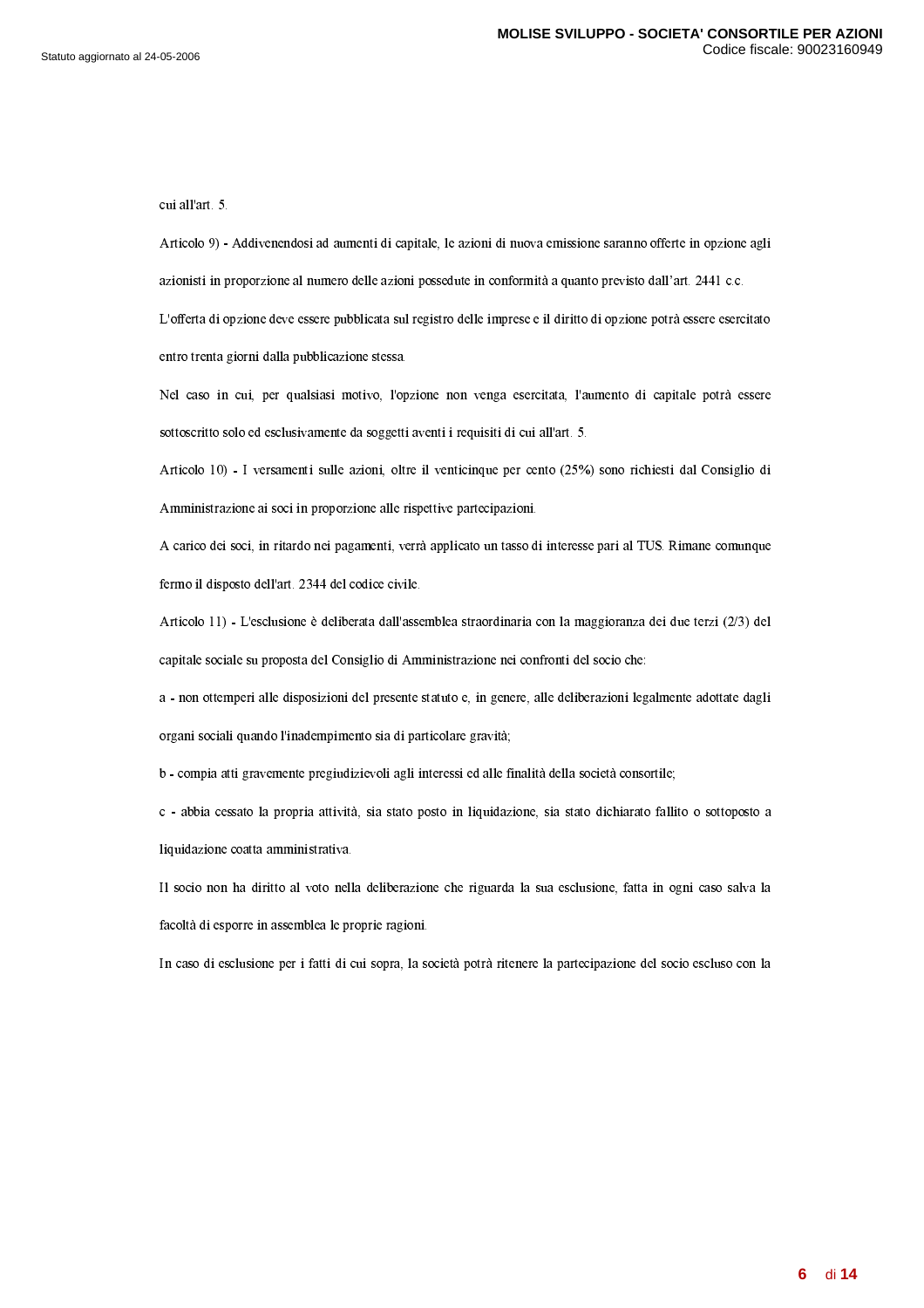cui all'art. 5.

Articolo 9) - Addivenendosi ad aumenti di capitale, le azioni di nuova emissione saranno offerte in opzione agli azionisti in proporzione al numero delle azioni possedute in conformità a quanto previsto dall'art. 2441 c.c.

L'offerta di opzione deve essere pubblicata sul registro delle imprese e il diritto di opzione potrà essere esercitato entro trenta giorni dalla pubblicazione stessa.

Nel caso in cui, per qualsiasi motivo, l'opzione non venga esercitata, l'aumento di capitale potrà essere sottoscritto solo ed esclusivamente da soggetti aventi i requisiti di cui all'art. 5.

Articolo 10) - I versamenti sulle azioni, oltre il venticinque per cento (25%) sono richiesti dal Consiglio di Amministrazione ai soci in proporzione alle rispettive partecipazioni.

A carico dei soci, in ritardo nei pagamenti, verrà applicato un tasso di interesse pari al TUS. Rimane comunque fermo il disposto dell'art. 2344 del codice civile.

Articolo 11) - L'esclusione è deliberata dall'assemblea straordinaria con la maggioranza dei due terzi (2/3) del capitale sociale su proposta del Consiglio di Amministrazione nei confronti del socio che:

a - non ottemperi alle disposizioni del presente statuto e, in genere, alle deliberazioni legalmente adottate dagli organi sociali quando l'inadempimento sia di particolare gravità;

b - compia atti gravemente pregiudizievoli agli interessi ed alle finalità della società consortile;

c - abbia cessato la propria attività, sia stato posto in liquidazione, sia stato dichiarato fallito o sottoposto a liquidazione coatta amministrativa.

Il socio non ha diritto al voto nella deliberazione che riguarda la sua esclusione, fatta in ogni caso salva la facoltà di esporre in assemblea le proprie ragioni.

In caso di esclusione per i fatti di cui sopra, la società potrà ritenere la partecipazione del socio escluso con la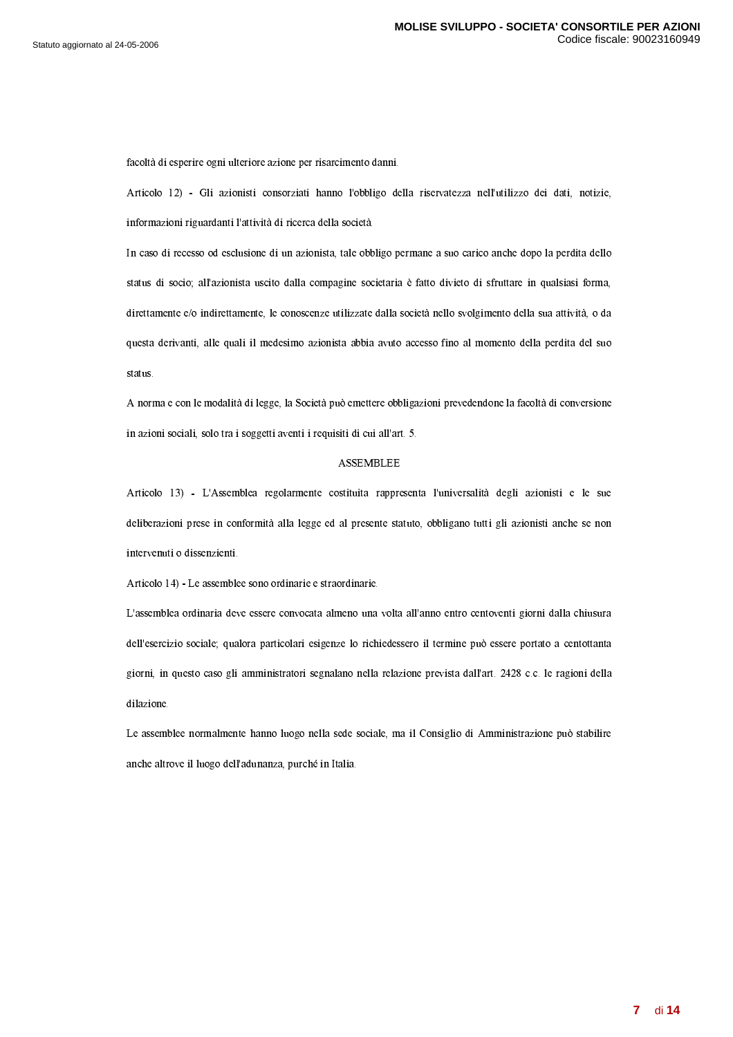facoltà di esperire ogni ulteriore azione per risarcimento danni.

Articolo 12) **-** Gli azionisti consorziati hanno l'obbligo della riservatezza nell'utilizzo dei dati, notizie, informazioni riguardanti l'attività di ricerca della società.

In caso di recesso od esclusione di un azionista, tale obbligo permane a suo carico anche dopo la perdita dello status di socio; all'azionista uscito dalla compagine societaria è fatto divieto di sfruttare in qualsiasi forma, direttamente e/o indirettamente, le conoscenze utilizzate dalla società nello svolgimento della sua attività, o da questa derivanti, alle quali il medesimo azionista abbia avuto accesso fino al momento della perdita del suo status.

A norma e con le modalità di legge, la Società può emettere obbligazioni prevedendone la facoltà di conversione in azioni sociali, solo tra i soggetti aventi i requisiti di cui all'art. 5.

## ASSEMBLEE

Articolo 13) **-** L'Assemblea regolarmente costituita rappresenta l'universalità degli azionisti e le sue deliberazioni prese in conformità alla legge ed al presente statuto, obbligano tutti gli azionisti anche se non intervenuti o dissenzienti.

Articolo 14) **-** Le assemblee sono ordinarie e straordinarie.

L'assemblea ordinaria deve essere convocata almeno una volta all'anno entro centoventi giorni dalla chiusura dell'esercizio sociale; qualora particolari esigenze lo richiedessero il termine può essere portato a centottanta giorni, in questo caso gli amministratori segnalano nella relazione prevista dall'art. 2428 c.c. le ragioni della dilazione.

Le assemblee normalmente hanno luogo nella sede sociale, ma il Consiglio di Amministrazione può stabilire anche altrove il luogo dell'adunanza, purché in Italia.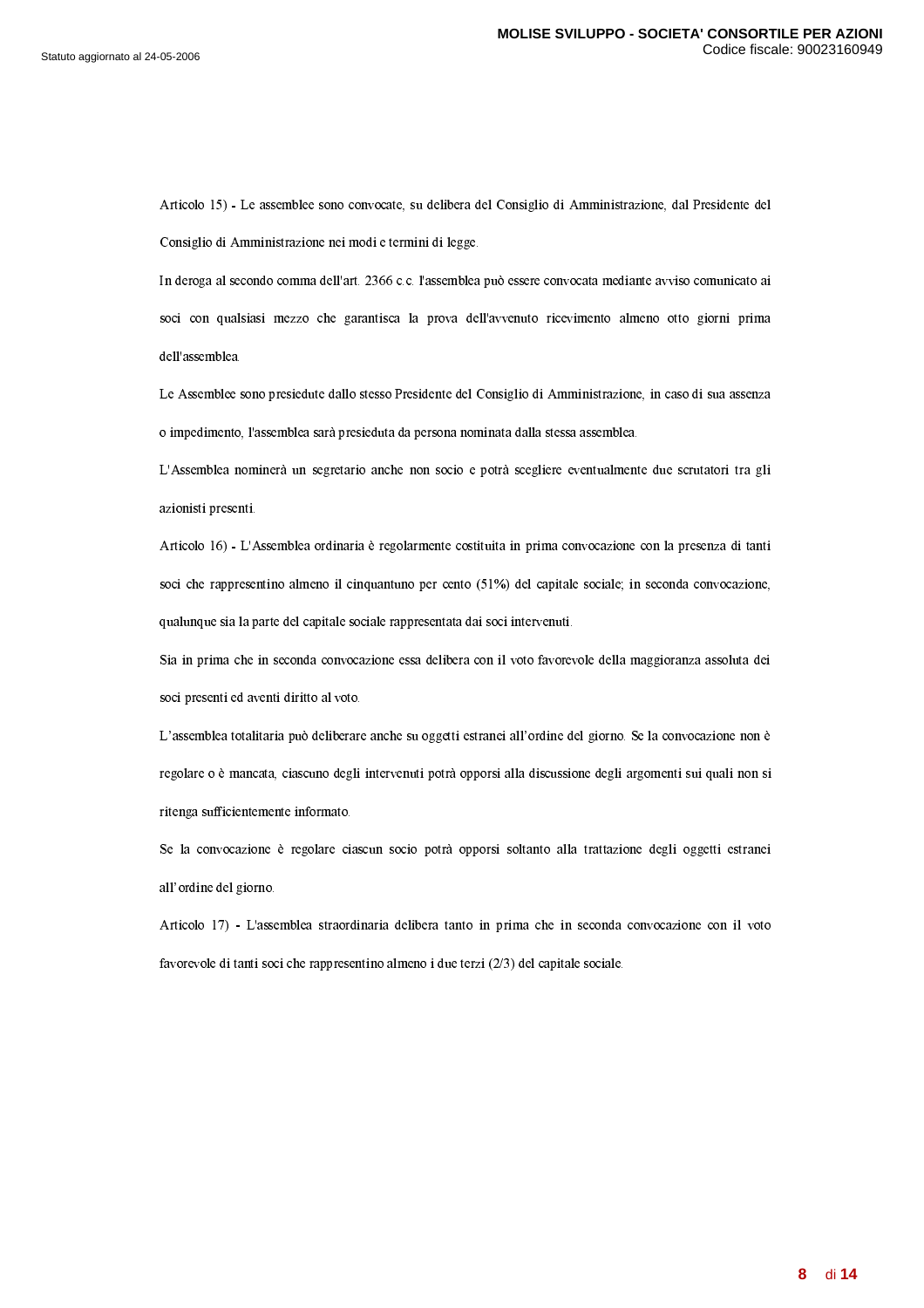Articolo 15) - Le assemblee sono convocate, su delibera del Consiglio di Amministrazione, dal Presidente del Consiglio di Amministrazione nei modi e termini di legge.

In deroga al secondo comma dell'art. 2366 c.c. l'assemblea può essere convocata mediante avviso comunicato ai soci con qualsiasi mezzo che garantisca la prova dell'avvenuto ricevimento almeno otto giorni prima dell'assemblea.

Le Assemblee sono presiedute dallo stesso Presidente del Consiglio di Amministrazione, in caso di sua assenza o impedimento, l'assemblea sarà presieduta da persona nominata dalla stessa assemblea.

L'Assemblea nominerà un segretario anche non socio e potrà scegliere eventualmente due scrutatori tra gli azionisti presenti.

Articolo 16) - L'Assemblea ordinaria è regolarmente costituita in prima convocazione con la presenza di tanti soci che rappresentino almeno il cinquantuno per cento (51%) del capitale sociale; in seconda convocazione, qualunque sia la parte del capitale sociale rappresentata dai soci intervenuti.

Sia in prima che in seconda convocazione essa delibera con il voto favorevole della maggioranza assoluta dei soci presenti ed aventi diritto al voto.

L'assemblea totalitaria può deliberare anche su oggetti estranei all'ordine del giorno. Se la convocazione non è regolare o è mancata, ciascuno degli intervenuti potrà opporsi alla discussione degli argomenti sui quali non si ritenga sufficientemente informato.

Se la convocazione è regolare ciascun socio potrà opporsi soltanto alla trattazione degli oggetti estranei all'ordine del giorno.

Articolo 17) - L'assemblea straordinaria delibera tanto in prima che in seconda convocazione con il voto favorevole di tanti soci che rappresentino almeno i due terzi (2/3) del capitale sociale.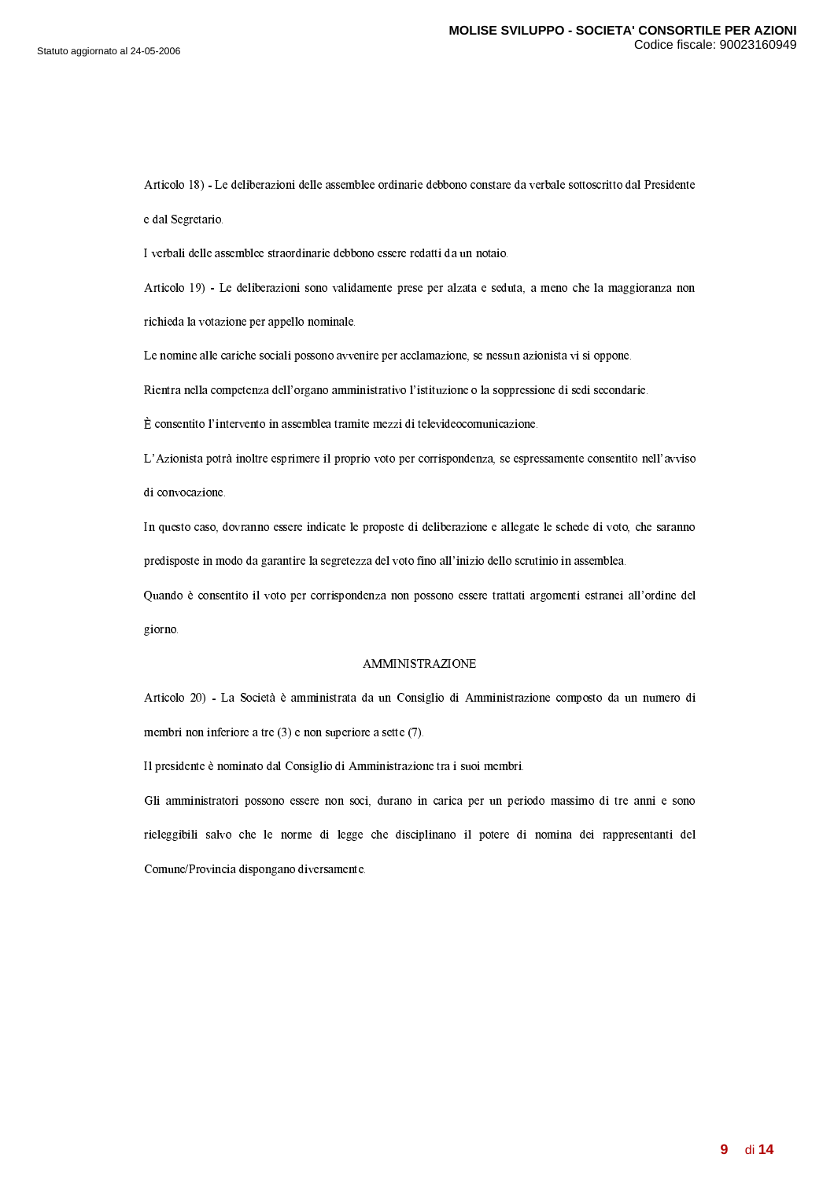Articolo 18) - Le deliberazioni delle assemblee ordinarie debbono constare da verbale sottoscritto dal Presidente e dal Segretario.

I verbali delle assemblee straordinarie debbono essere redatti da un notaio.

Articolo 19) - Le deliberazioni sono validamente prese per alzata e seduta, a meno che la maggioranza non richieda la votazione per appello nominale.

Le nomine alle cariche sociali possono avvenire per acclamazione, se nessun azionista vi si oppone.

Rientra nella competenza dell'organo amministrativo l'istituzione o la soppressione di sedi secondarie.

È consentito l'intervento in assemblea tramite mezzi di televideocomunicazione.

L'Azionista potrà inoltre esprimere il proprio voto per corrispondenza, se espressamente consentito nell'avviso di convocazione.

In questo caso, dovranno essere indicate le proposte di deliberazione e allegate le schede di voto, che saranno predisposte in modo da garantire la segretezza del voto fino all'inizio dello scrutinio in assemblea.

Quando è consentito il voto per corrispondenza non possono essere trattati argomenti estranei all'ordine del giorno.

## AMMINISTRAZIONE

Articolo 20) - La Società è amministrata da un Consiglio di Amministrazione composto da un numero di membri non inferiore a tre (3) e non superiore a sette (7).

Il presidente è nominato dal Consiglio di Amministrazione tra i suoi membri.

Gli amministratori possono essere non soci, durano in carica per un periodo massimo di tre anni e sono rieleggibili salvo che le norme di legge che disciplinano il potere di nomina dei rappresentanti del Comune/Provincia dispongano diversamente.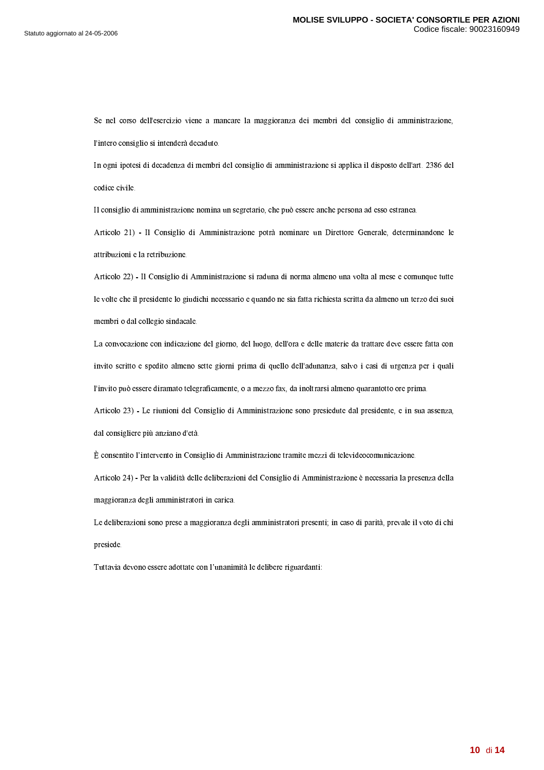Se nel corso dell'esercizio viene a mancare la maggioranza dei membri del consiglio di amministrazione, l'intero consiglio si intenderà decaduto.

In ogni ipotesi di decadenza di membri del consiglio di amministrazione si applica il disposto dell'art. 2386 del codice civile.

Il consiglio di amministrazione nomina un segretario, che può essere anche persona ad esso estranea.

Articolo 21) - Il Consiglio di Amministrazione potrà nominare un Direttore Generale, determinandone le attribuzioni e la retribuzione.

Articolo 22) - Il Consiglio di Amministrazione si raduna di norma almeno una volta al mese e comunque tutte le volte che il presidente lo giudichi necessario e quando ne sia fatta richiesta scritta da almeno un terzo dei suoi membri o dal collegio sindacale.

La convocazione con indicazione del giorno, del luogo, dell'ora e delle materie da trattare deve essere fatta con invito scritto e spedito almeno sette giorni prima di quello dell'adunanza, salvo i casi di urgenza per i quali l'invito può essere diramato telegraficamente, o a mezzo fax, da inoltrarsi almeno quarantotto ore prima.

Articolo 23) - Le riunioni del Consiglio di Amministrazione sono presiedute dal presidente, e in sua assenza, dal consigliere più anziano d'età.

È consentito l'intervento in Consiglio di Amministrazione tramite mezzi di televideocomunicazione.

Articolo 24) - Per la validità delle deliberazioni del Consiglio di Amministrazione è necessaria la presenza della maggioranza degli amministratori in carica.

Le deliberazioni sono prese a maggioranza degli amministratori presenti; in caso di parità, prevale il voto di chi presiede.

Tuttavia devono essere adottate con l'unanimità le delibere riguardanti: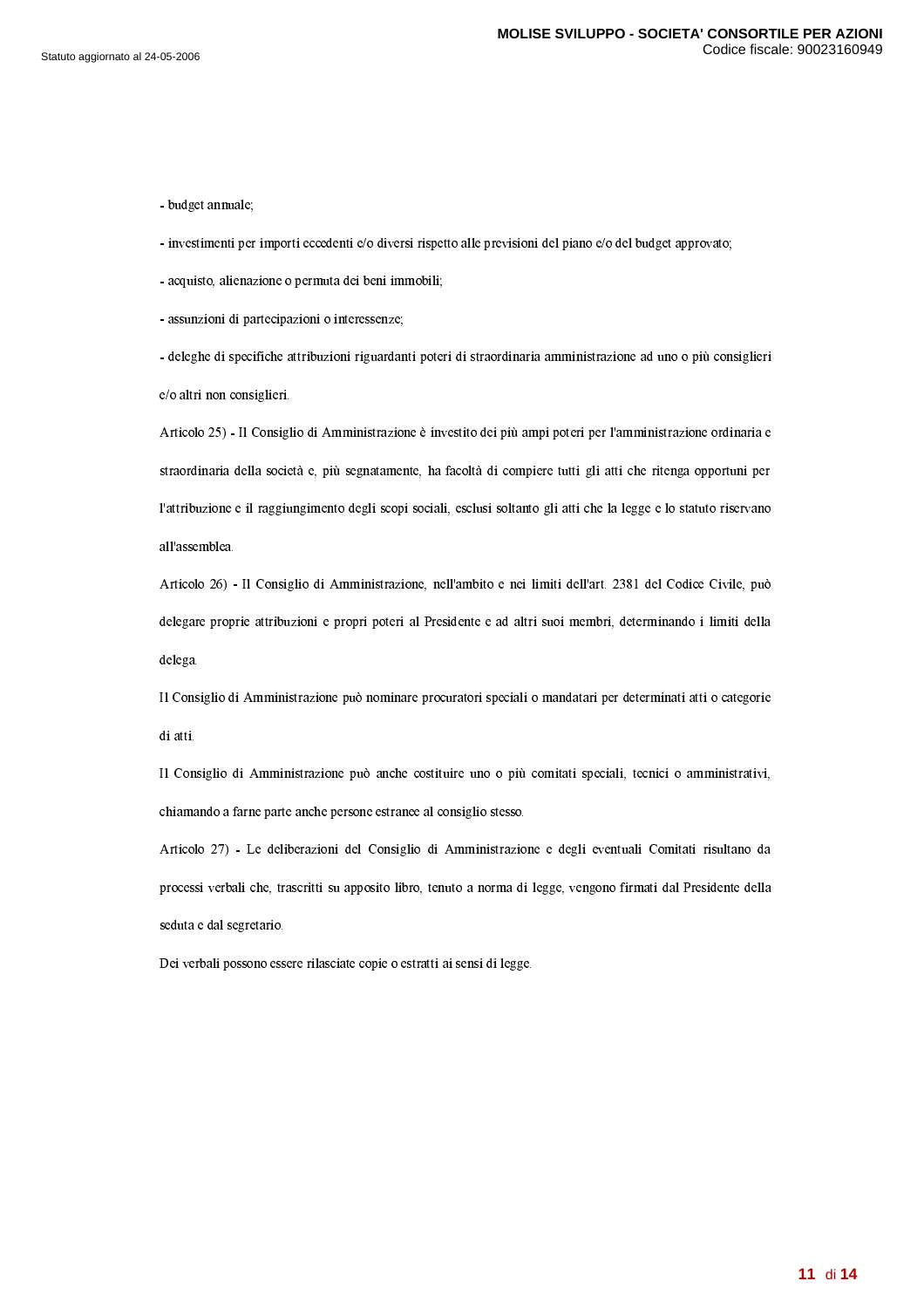- budget annuale;

- investimenti per importi eccedenti e/o diversi rispetto alle previsioni del piano e/o del budget approvato;

- acquisto, alienazione o permuta dei beni immobili;

- assunzioni di partecipazioni o interessenze;

- deleghe di specifiche attribuzioni riguardanti poteri di straordinaria amministrazione ad uno o più consiglieri e/o altri non consiglieri.

Articolo 25) - Il Consiglio di Amministrazione è investito dei più ampi poteri per l'amministrazione ordinaria e straordinaria della società e, più segnatamente, ha facoltà di compiere tutti gli atti che ritenga opportuni per l'attribuzione e il raggiungimento degli scopi sociali, esclusi soltanto gli atti che la legge e lo statuto riservano all'assemblea.

Articolo 26) - Il Consiglio di Amministrazione, nell'ambito e nei limiti dell'art. 2381 del Codice Civile, può delegare proprie attribuzioni e propri poteri al Presidente e ad altri suoi membri, determinando i limiti della delega.

Il Consiglio di Amministrazione può nominare procuratori speciali o mandatari per determinati atti o categorie di atti.

Il Consiglio di Amministrazione può anche costituire uno o più comitati speciali, tecnici o amministrativi, chiamando a farne parte anche persone estranee al consiglio stesso.

Articolo 27) - Le deliberazioni del Consiglio di Amministrazione e degli eventuali Comitati risultano da processi verbali che, trascritti su apposito libro, tenuto a norma di legge, vengono firmati dal Presidente della seduta e dal segretario.

Dei verbali possono essere rilasciate copie o estratti ai sensi di legge.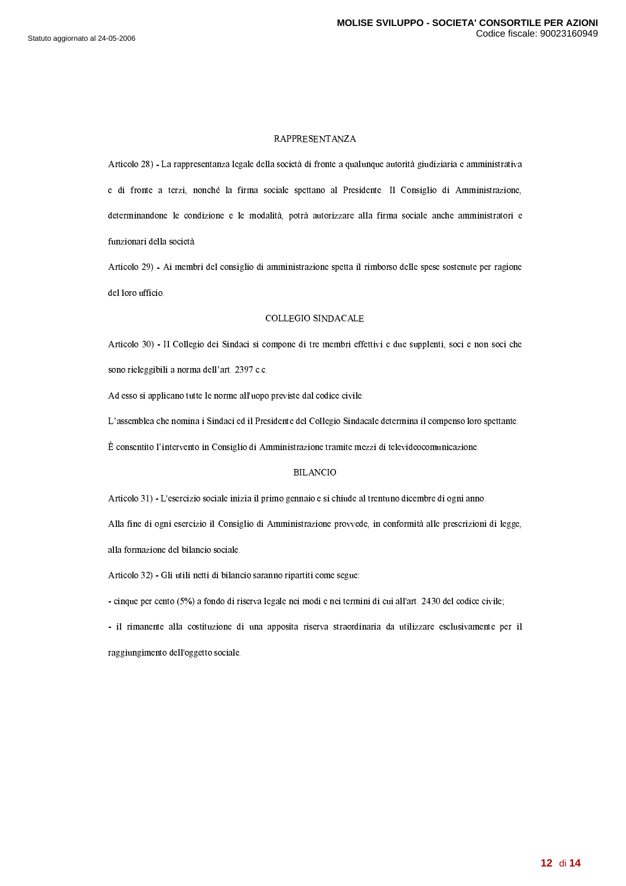## RAPPRESENTANZA

Articolo 28) - La rappresentanza legale della società di fronte a qualunque autorità giudiziaria e amministrativa e di fronte a terzi, nonché la firma sociale spettano al Presidente. Il Consiglio di Amministrazione, determinandone le condizione e le modalità, potrà autorizzare alla firma sociale anche amministratori e funzionari della società.

Articolo 29) - Ai membri del consiglio di amministrazione spetta il rimborso delle spese sostenute per ragione del loro ufficio.

## COLLEGIO SINDACALE

Articolo 30) - Il Collegio dei Sindaci si compone di tre membri effettivi e due supplenti, soci e non soci che sono rieleggibili a norma dell'art. 2397 c.c.

Ad esso si applicano tutte le norme all'uopo previste dal codice civile.

L'assemblea che nomina i Sindaci ed il Presidente del Collegio Sindacale determina il compenso loro spettante.

È consentito l'intervento in Consiglio di Amministrazione tramite mezzi di televideocomunicazione.

## BILANCIO

Articolo 31) - L'esercizio sociale inizia il primo gennaio e si chiude al trentuno dicembre di ogni anno.

Alla fine di ogni esercizio il Consiglio di Amministrazione provvede, in conformità alle prescrizioni di legge, alla formazione del bilancio sociale.

Articolo 32) - Gli utili netti di bilancio saranno ripartiti come segue:

- cinque per cento (5%) a fondo di riserva legale nei modi e nei termini di cui all'art. 2430 del codice civile;
- il rimanente alla costituzione di una apposita riserva straordinaria da utilizzare esclusivamente per il raggiungimento dell'oggetto sociale.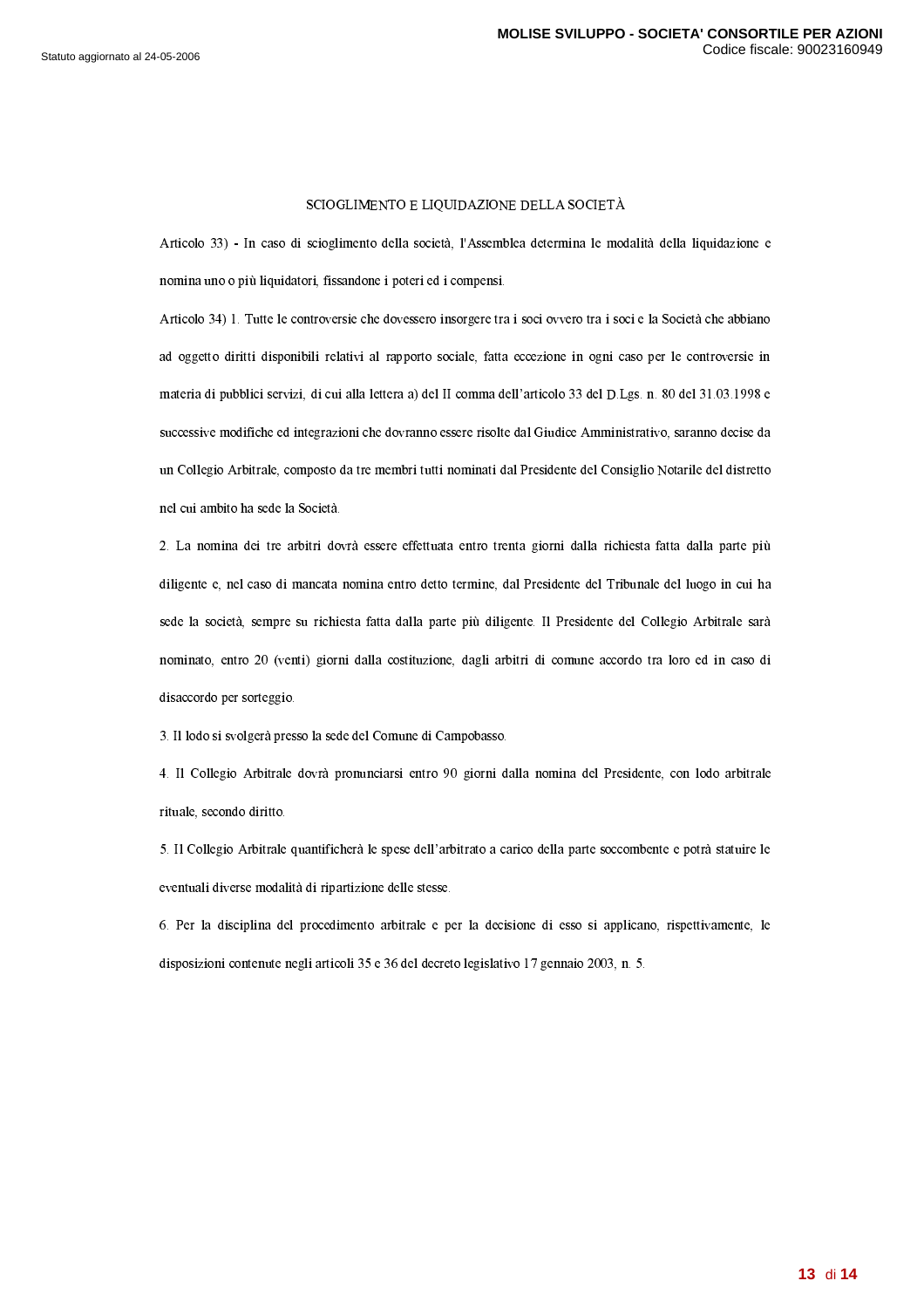## SCIOGLIMENTO E LIQUIDAZIONE DELLA SOCIETÀ

Articolo 33) - In caso di scioglimento della società, l'Assemblea determina le modalità della liquidazione e nomina uno o più liquidatori, fissandone i poteri ed i compensi.

Articolo 34) 1. Tutte le controversie che dovessero insorgere tra i soci ovvero tra i soci e la Società che abbiano ad oggetto diritti disponibili relativi al rapporto sociale, fatta eccezione in ogni caso per le controversie in materia di pubblici servizi, di cui alla lettera a) del II comma dell'articolo 33 del D.Lgs. n. 80 del 31.03.1998 e successive modifiche ed integrazioni che dovranno essere risolte dal Giudice Amministrativo, saranno decise da un Collegio Arbitrale, composto da tre membri tutti nominati dal Presidente del Consiglio Notarile del distretto nel cui ambito ha sede la Società.

2. La nomina dei tre arbitri dovrà essere effettuata entro trenta giorni dalla richiesta fatta dalla parte più diligente e, nel caso di mancata nomina entro detto termine, dal Presidente del Tribunale del luogo in cui ha sede la società, sempre su richiesta fatta dalla parte più diligente. Il Presidente del Collegio Arbitrale sarà nominato, entro 20 (venti) giorni dalla costituzione, dagli arbitri di comune accordo tra loro ed in caso di disaccordo per sorteggio.

3. Il lodo si svolgerà presso la sede del Comune di Campobasso.

4. Il Collegio Arbitrale dovrà pronunciarsi entro 90 giorni dalla nomina del Presidente, con lodo arbitrale rituale, secondo diritto.

5. Il Collegio Arbitrale quantificherà le spese dell'arbitrato a carico della parte soccombente e potrà statuire le eventuali diverse modalità di ripartizione delle stesse.

6. Per la disciplina del procedimento arbitrale e per la decisione di esso si applicano, rispettivamente, le disposizioni contenute negli articoli 35 e 36 del decreto legislativo 17 gennaio 2003, n. 5.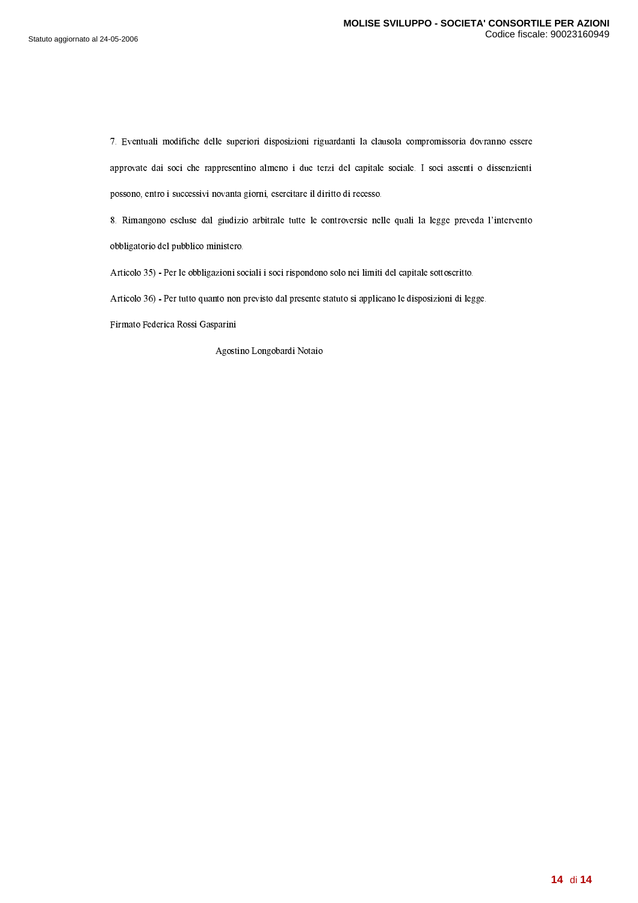7. Eventuali modifiche delle superiori disposizioni riguardanti la clausola compromissoria dovranno essere approvate dai soci che rappresentino almeno i due terzi del capitale sociale. I soci assenti o dissenzienti possono, entro i successivi novanta giorni, esercitare il diritto di recesso.

8. Rimangono escluse dal giudizio arbitrale tutte le controversie nelle quali la legge preveda l'intervento obbligatorio del pubblico ministero.

Articolo 35) - Per le obbligazioni sociali i soci rispondono solo nei limiti del capitale sottoscritto.

Articolo 36) - Per tutto quanto non previsto dal presente statuto si applicano le disposizioni di legge.

Firmato Federica Rossi Gasparini

Agostino Longobardi Notaio